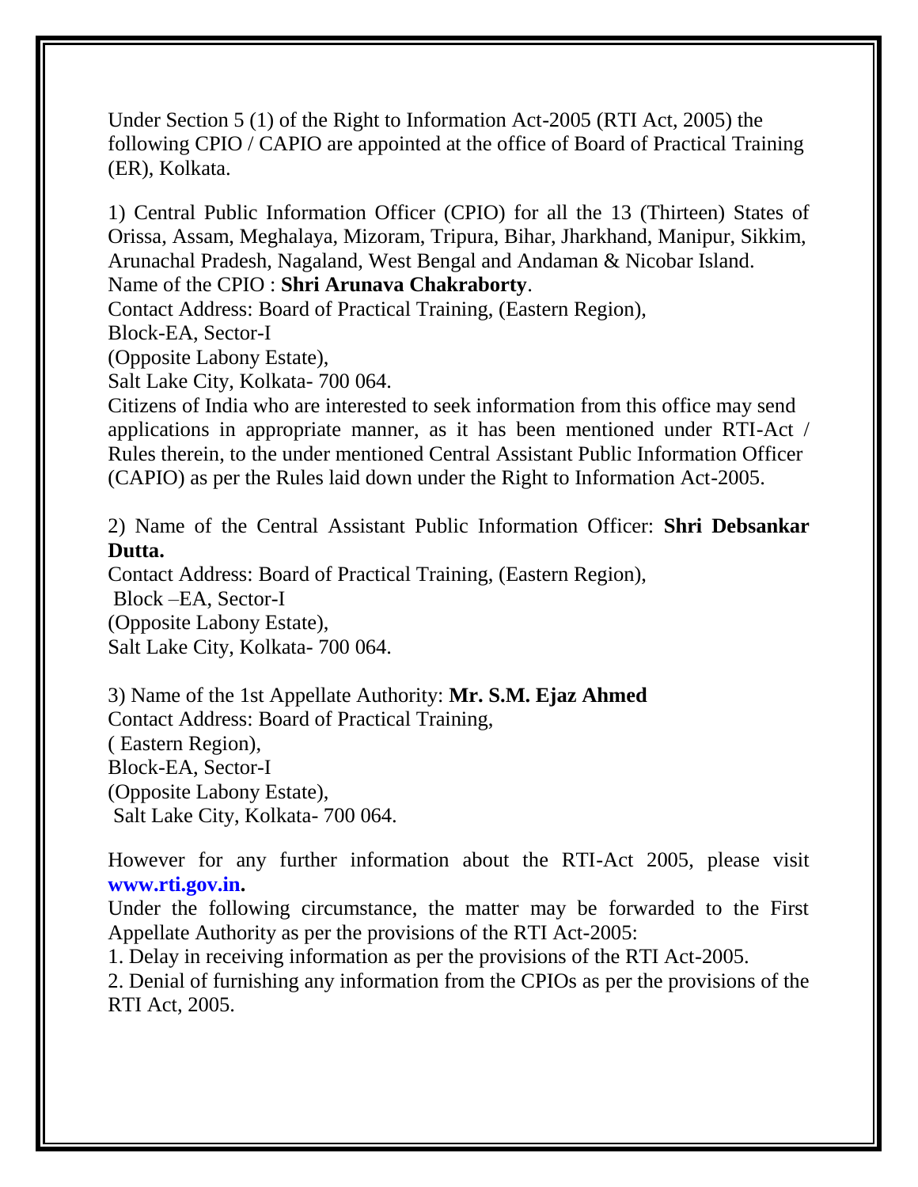Under Section 5 (1) of the Right to Information Act-2005 (RTI Act, 2005) the following CPIO / CAPIO are appointed at the office of Board of Practical Training (ER), Kolkata.

1) Central Public Information Officer (CPIO) for all the 13 (Thirteen) States of Orissa, Assam, Meghalaya, Mizoram, Tripura, Bihar, Jharkhand, Manipur, Sikkim, Arunachal Pradesh, Nagaland, West Bengal and Andaman & Nicobar Island.
Name of the CPIO : **Shri Arunava Chakraborty**.
Contact Address: Board of Practical Training, (Eastern Region),
Block-EA, Sector-I
(Opposite Labony Estate),
Salt Lake City, Kolkata- 700 064.
Citizens of India who are interested to seek information from this office may send applications in appropriate manner, as it has been mentioned under RTI-Act / Rules therein, to the under mentioned Central Assistant Public Information Officer (CAPIO) as per the Rules laid down under the Right to Information Act-2005.

2) Name of the Central Assistant Public Information Officer: **Shri Debsankar Dutta.**
Contact Address: Board of Practical Training, (Eastern Region),
Block –EA, Sector-I
(Opposite Labony Estate),
Salt Lake City, Kolkata- 700 064.

3) Name of the 1st Appellate Authority: **Mr. S.M. Ejaz Ahmed**
Contact Address: Board of Practical Training,
( Eastern Region),
Block-EA, Sector-I
(Opposite Labony Estate),
Salt Lake City, Kolkata- 700 064.

However for any further information about the RTI-Act 2005, please visit **www.rti.gov.in.**
Under the following circumstance, the matter may be forwarded to the First Appellate Authority as per the provisions of the RTI Act-2005:
1. Delay in receiving information as per the provisions of the RTI Act-2005.
2. Denial of furnishing any information from the CPIOs as per the provisions of the RTI Act, 2005.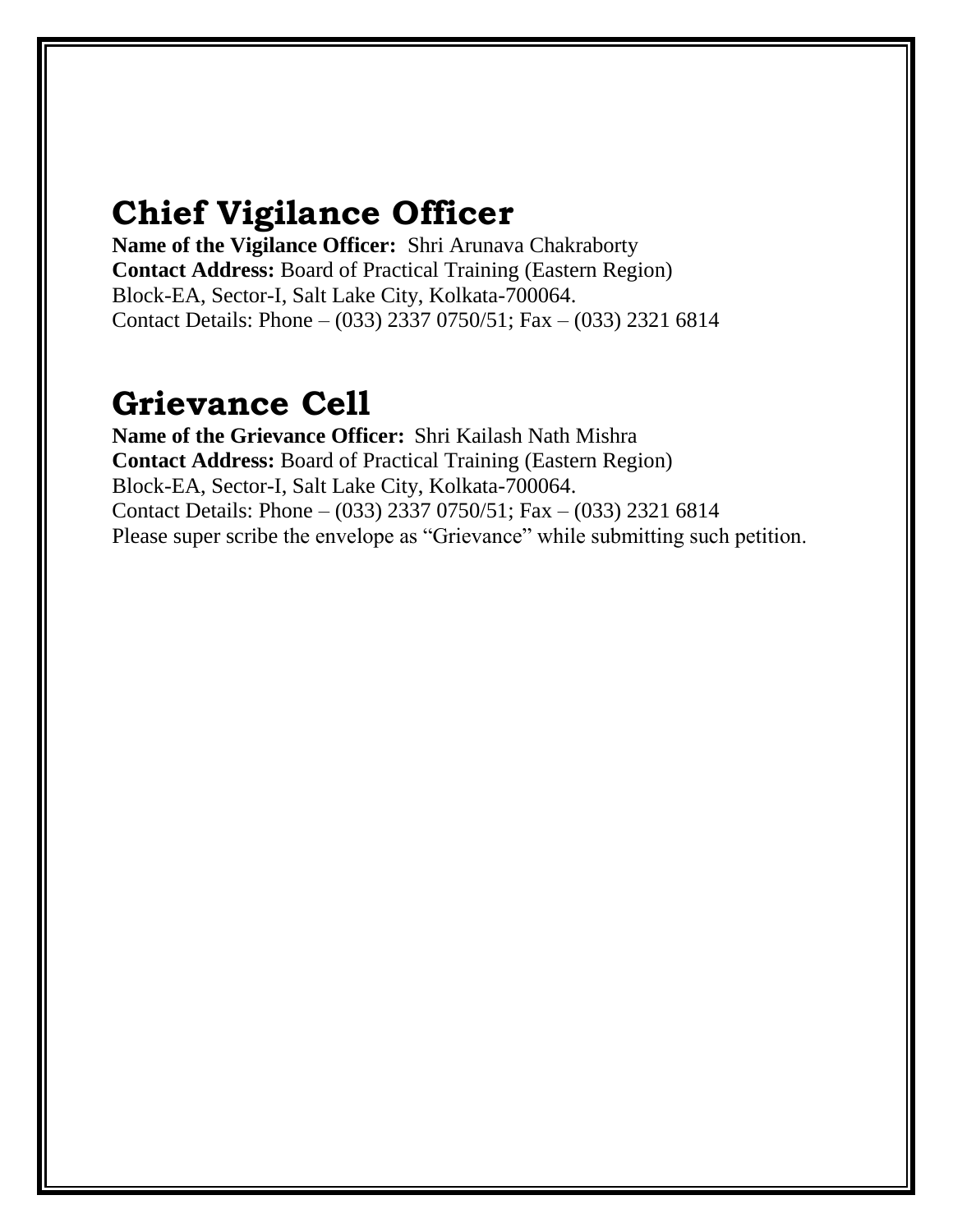# Chief Vigilance Officer

**Name of the Vigilance Officer:** Shri Arunava Chakraborty
**Contact Address:** Board of Practical Training (Eastern Region)
Block-EA, Sector-I, Salt Lake City, Kolkata-700064.
Contact Details: Phone – (033) 2337 0750/51; Fax – (033) 2321 6814

# Grievance Cell

**Name of the Grievance Officer:** Shri Kailash Nath Mishra
**Contact Address:** Board of Practical Training (Eastern Region)
Block-EA, Sector-I, Salt Lake City, Kolkata-700064.
Contact Details: Phone – (033) 2337 0750/51; Fax – (033) 2321 6814
Please super scribe the envelope as "Grievance" while submitting such petition.